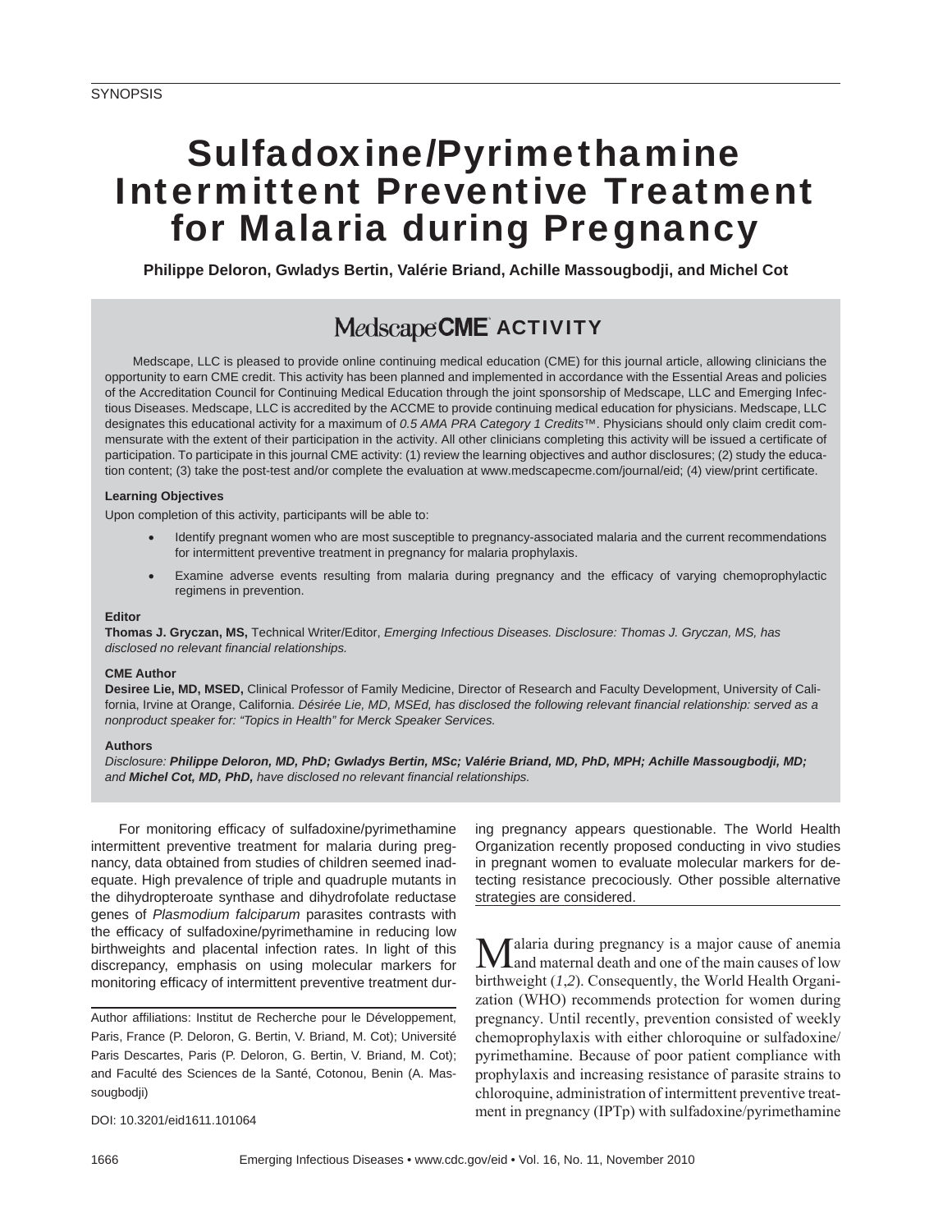SYNOPSIS

# Sulfadoxine/Pyrimethamine Intermittent Preventive Treatment for Malaria during Pregnancy

**Philippe Deloron, Gwladys Bertin, Valérie Briand, Achille Massougbodji, and Michel Cot**

## MedscapeCME ACTIVITY

Medscape, LLC is pleased to provide online continuing medical education (CME) for this journal article, allowing clinicians the opportunity to earn CME credit. This activity has been planned and implemented in accordance with the Essential Areas and policies of the Accreditation Council for Continuing Medical Education through the joint sponsorship of Medscape, LLC and Emerging Infectious Diseases. Medscape, LLC is accredited by the ACCME to provide continuing medical education for physicians. Medscape, LLC designates this educational activity for a maximum of *0.5 AMA PRA Category 1 Credits*™. Physicians should only claim credit commensurate with the extent of their participation in the activity. All other clinicians completing this activity will be issued a certificate of participation. To participate in this journal CME activity: (1) review the learning objectives and author disclosures; (2) study the education content; (3) take the post-test and/or complete the evaluation at www.medscapecme.com/journal/eid; (4) view/print certificate.

**Learning Objectives**

Upon completion of this activity, participants will be able to:

- Identify pregnant women who are most susceptible to pregnancy-associated malaria and the current recommendations for intermittent preventive treatment in pregnancy for malaria prophylaxis.
- Examine adverse events resulting from malaria during pregnancy and the efficacy of varying chemoprophylactic regimens in prevention.

**Editor**

**Thomas J. Gryczan, MS,** Technical Writer/Editor, *Emerging Infectious Diseases. Disclosure: Thomas J. Gryczan, MS, has disclosed no relevant financial relationships.*

**CME Author**

**Desiree Lie, MD, MSED,** Clinical Professor of Family Medicine, Director of Research and Faculty Development, University of California, Irvine at Orange, California. *Désirée Lie, MD, MSEd, has disclosed the following relevant financial relationship: served as a nonproduct speaker for: "Topics in Health" for Merck Speaker Services.*

**Authors**

*Disclosure:* ***Philippe Deloron, MD, PhD; Gwladys Bertin, MSc; Valérie Briand, MD, PhD, MPH; Achille Massougbodji, MD;*** *and* ***Michel Cot, MD, PhD,*** *have disclosed no relevant financial relationships.*

For monitoring efficacy of sulfadoxine/pyrimethamine intermittent preventive treatment for malaria during pregnancy, data obtained from studies of children seemed inadequate. High prevalence of triple and quadruple mutants in the dihydropteroate synthase and dihydrofolate reductase genes of *Plasmodium falciparum* parasites contrasts with the efficacy of sulfadoxine/pyrimethamine in reducing low birthweights and placental infection rates. In light of this discrepancy, emphasis on using molecular markers for monitoring efficacy of intermittent preventive treatment during pregnancy appears questionable. The World Health Organization recently proposed conducting in vivo studies in pregnant women to evaluate molecular markers for detecting resistance precociously. Other possible alternative strategies are considered.

Author affiliations: Institut de Recherche pour le Développement, Paris, France (P. Deloron, G. Bertin, V. Briand, M. Cot); Université Paris Descartes, Paris (P. Deloron, G. Bertin, V. Briand, M. Cot); and Faculté des Sciences de la Santé, Cotonou, Benin (A. Massougbodji)

DOI: 10.3201/eid1611.101064

Malaria during pregnancy is a major cause of anemia and maternal death and one of the main causes of low birthweight (*1*,*2*). Consequently, the World Health Organization (WHO) recommends protection for women during pregnancy. Until recently, prevention consisted of weekly chemoprophylaxis with either chloroquine or sulfadoxine/pyrimethamine. Because of poor patient compliance with prophylaxis and increasing resistance of parasite strains to chloroquine, administration of intermittent preventive treatment in pregnancy (IPTp) with sulfadoxine/pyrimethamine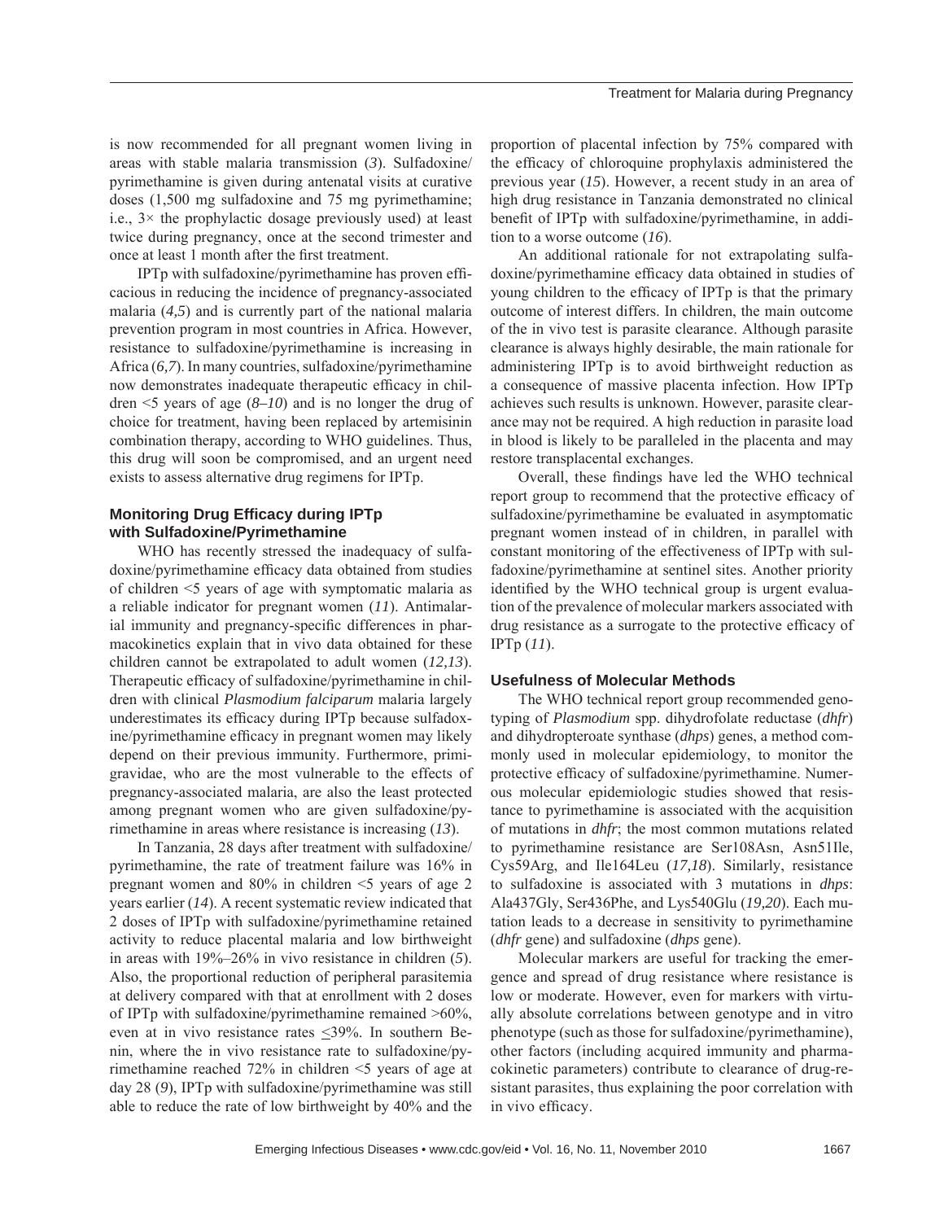is now recommended for all pregnant women living in areas with stable malaria transmission (*3*). Sulfadoxine/pyrimethamine is given during antenatal visits at curative doses (1,500 mg sulfadoxine and 75 mg pyrimethamine; i.e., 3× the prophylactic dosage previously used) at least twice during pregnancy, once at the second trimester and once at least 1 month after the first treatment.

IPTp with sulfadoxine/pyrimethamine has proven efficacious in reducing the incidence of pregnancy-associated malaria (*4,5*) and is currently part of the national malaria prevention program in most countries in Africa. However, resistance to sulfadoxine/pyrimethamine is increasing in Africa (*6,7*). In many countries, sulfadoxine/pyrimethamine now demonstrates inadequate therapeutic efficacy in children <5 years of age (*8–10*) and is no longer the drug of choice for treatment, having been replaced by artemisinin combination therapy, according to WHO guidelines. Thus, this drug will soon be compromised, and an urgent need exists to assess alternative drug regimens for IPTp.

### Monitoring Drug Efficacy during IPTp with Sulfadoxine/Pyrimethamine

WHO has recently stressed the inadequacy of sulfadoxine/pyrimethamine efficacy data obtained from studies of children <5 years of age with symptomatic malaria as a reliable indicator for pregnant women (*11*). Antimalarial immunity and pregnancy-specific differences in pharmacokinetics explain that in vivo data obtained for these children cannot be extrapolated to adult women (*12,13*). Therapeutic efficacy of sulfadoxine/pyrimethamine in children with clinical *Plasmodium falciparum* malaria largely underestimates its efficacy during IPTp because sulfadoxine/pyrimethamine efficacy in pregnant women may likely depend on their previous immunity. Furthermore, primigravidae, who are the most vulnerable to the effects of pregnancy-associated malaria, are also the least protected among pregnant women who are given sulfadoxine/pyrimethamine in areas where resistance is increasing (*13*).

In Tanzania, 28 days after treatment with sulfadoxine/pyrimethamine, the rate of treatment failure was 16% in pregnant women and 80% in children <5 years of age 2 years earlier (*14*). A recent systematic review indicated that 2 doses of IPTp with sulfadoxine/pyrimethamine retained activity to reduce placental malaria and low birthweight in areas with 19%–26% in vivo resistance in children (*5*). Also, the proportional reduction of peripheral parasitemia at delivery compared with that at enrollment with 2 doses of IPTp with sulfadoxine/pyrimethamine remained >60%, even at in vivo resistance rates ≤39%. In southern Benin, where the in vivo resistance rate to sulfadoxine/pyrimethamine reached 72% in children <5 years of age at day 28 (*9*), IPTp with sulfadoxine/pyrimethamine was still able to reduce the rate of low birthweight by 40% and the proportion of placental infection by 75% compared with the efficacy of chloroquine prophylaxis administered the previous year (*15*). However, a recent study in an area of high drug resistance in Tanzania demonstrated no clinical benefit of IPTp with sulfadoxine/pyrimethamine, in addition to a worse outcome (*16*).

An additional rationale for not extrapolating sulfadoxine/pyrimethamine efficacy data obtained in studies of young children to the efficacy of IPTp is that the primary outcome of interest differs. In children, the main outcome of the in vivo test is parasite clearance. Although parasite clearance is always highly desirable, the main rationale for administering IPTp is to avoid birthweight reduction as a consequence of massive placenta infection. How IPTp achieves such results is unknown. However, parasite clearance may not be required. A high reduction in parasite load in blood is likely to be paralleled in the placenta and may restore transplacental exchanges.

Overall, these findings have led the WHO technical report group to recommend that the protective efficacy of sulfadoxine/pyrimethamine be evaluated in asymptomatic pregnant women instead of in children, in parallel with constant monitoring of the effectiveness of IPTp with sulfadoxine/pyrimethamine at sentinel sites. Another priority identified by the WHO technical group is urgent evaluation of the prevalence of molecular markers associated with drug resistance as a surrogate to the protective efficacy of IPTp (*11*).

### Usefulness of Molecular Methods

The WHO technical report group recommended genotyping of *Plasmodium* spp. dihydrofolate reductase (*dhfr*) and dihydropteroate synthase (*dhps*) genes, a method commonly used in molecular epidemiology, to monitor the protective efficacy of sulfadoxine/pyrimethamine. Numerous molecular epidemiologic studies showed that resistance to pyrimethamine is associated with the acquisition of mutations in *dhfr*; the most common mutations related to pyrimethamine resistance are Ser108Asn, Asn51Ile, Cys59Arg, and Ile164Leu (*17,18*). Similarly, resistance to sulfadoxine is associated with 3 mutations in *dhps*: Ala437Gly, Ser436Phe, and Lys540Glu (*19,20*). Each mutation leads to a decrease in sensitivity to pyrimethamine (*dhfr* gene) and sulfadoxine (*dhps* gene).

Molecular markers are useful for tracking the emergence and spread of drug resistance where resistance is low or moderate. However, even for markers with virtually absolute correlations between genotype and in vitro phenotype (such as those for sulfadoxine/pyrimethamine), other factors (including acquired immunity and pharmacokinetic parameters) contribute to clearance of drug-resistant parasites, thus explaining the poor correlation with in vivo efficacy.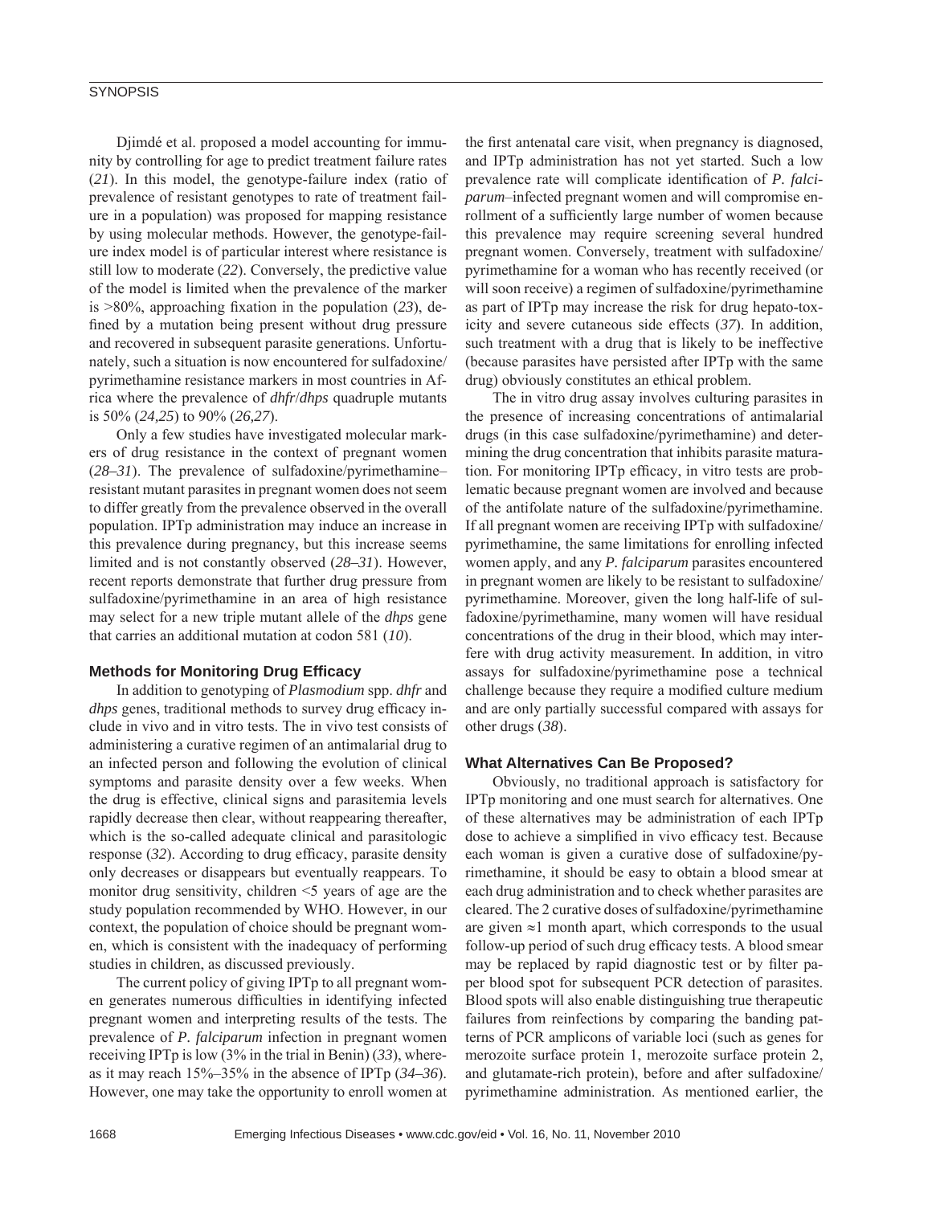Djimdé et al. proposed a model accounting for immunity by controlling for age to predict treatment failure rates (*21*). In this model, the genotype-failure index (ratio of prevalence of resistant genotypes to rate of treatment failure in a population) was proposed for mapping resistance by using molecular methods. However, the genotype-failure index model is of particular interest where resistance is still low to moderate (*22*). Conversely, the predictive value of the model is limited when the prevalence of the marker is >80%, approaching fixation in the population (*23*), defined by a mutation being present without drug pressure and recovered in subsequent parasite generations. Unfortunately, such a situation is now encountered for sulfadoxine/pyrimethamine resistance markers in most countries in Africa where the prevalence of *dhfr*/*dhps* quadruple mutants is 50% (*24,25*) to 90% (*26,27*).

Only a few studies have investigated molecular markers of drug resistance in the context of pregnant women (*28–31*). The prevalence of sulfadoxine/pyrimethamine–resistant mutant parasites in pregnant women does not seem to differ greatly from the prevalence observed in the overall population. IPTp administration may induce an increase in this prevalence during pregnancy, but this increase seems limited and is not constantly observed (*28–31*). However, recent reports demonstrate that further drug pressure from sulfadoxine/pyrimethamine in an area of high resistance may select for a new triple mutant allele of the *dhps* gene that carries an additional mutation at codon 581 (*10*).

## Methods for Monitoring Drug Efficacy

In addition to genotyping of *Plasmodium* spp. *dhfr* and *dhps* genes, traditional methods to survey drug efficacy include in vivo and in vitro tests. The in vivo test consists of administering a curative regimen of an antimalarial drug to an infected person and following the evolution of clinical symptoms and parasite density over a few weeks. When the drug is effective, clinical signs and parasitemia levels rapidly decrease then clear, without reappearing thereafter, which is the so-called adequate clinical and parasitologic response (*32*). According to drug efficacy, parasite density only decreases or disappears but eventually reappears. To monitor drug sensitivity, children <5 years of age are the study population recommended by WHO. However, in our context, the population of choice should be pregnant women, which is consistent with the inadequacy of performing studies in children, as discussed previously.

The current policy of giving IPTp to all pregnant women generates numerous difficulties in identifying infected pregnant women and interpreting results of the tests. The prevalence of *P. falciparum* infection in pregnant women receiving IPTp is low (3% in the trial in Benin) (*33*), whereas it may reach 15%–35% in the absence of IPTp (*34–36*). However, one may take the opportunity to enroll women at the first antenatal care visit, when pregnancy is diagnosed, and IPTp administration has not yet started. Such a low prevalence rate will complicate identification of *P. falciparum*–infected pregnant women and will compromise enrollment of a sufficiently large number of women because this prevalence may require screening several hundred pregnant women. Conversely, treatment with sulfadoxine/pyrimethamine for a woman who has recently received (or will soon receive) a regimen of sulfadoxine/pyrimethamine as part of IPTp may increase the risk for drug hepato-toxicity and severe cutaneous side effects (*37*). In addition, such treatment with a drug that is likely to be ineffective (because parasites have persisted after IPTp with the same drug) obviously constitutes an ethical problem.

The in vitro drug assay involves culturing parasites in the presence of increasing concentrations of antimalarial drugs (in this case sulfadoxine/pyrimethamine) and determining the drug concentration that inhibits parasite maturation. For monitoring IPTp efficacy, in vitro tests are problematic because pregnant women are involved and because of the antifolate nature of the sulfadoxine/pyrimethamine. If all pregnant women are receiving IPTp with sulfadoxine/pyrimethamine, the same limitations for enrolling infected women apply, and any *P. falciparum* parasites encountered in pregnant women are likely to be resistant to sulfadoxine/pyrimethamine. Moreover, given the long half-life of sulfadoxine/pyrimethamine, many women will have residual concentrations of the drug in their blood, which may interfere with drug activity measurement. In addition, in vitro assays for sulfadoxine/pyrimethamine pose a technical challenge because they require a modified culture medium and are only partially successful compared with assays for other drugs (*38*).

## What Alternatives Can Be Proposed?

Obviously, no traditional approach is satisfactory for IPTp monitoring and one must search for alternatives. One of these alternatives may be administration of each IPTp dose to achieve a simplified in vivo efficacy test. Because each woman is given a curative dose of sulfadoxine/pyrimethamine, it should be easy to obtain a blood smear at each drug administration and to check whether parasites are cleared. The 2 curative doses of sulfadoxine/pyrimethamine are given ≈1 month apart, which corresponds to the usual follow-up period of such drug efficacy tests. A blood smear may be replaced by rapid diagnostic test or by filter paper blood spot for subsequent PCR detection of parasites. Blood spots will also enable distinguishing true therapeutic failures from reinfections by comparing the banding patterns of PCR amplicons of variable loci (such as genes for merozoite surface protein 1, merozoite surface protein 2, and glutamate-rich protein), before and after sulfadoxine/pyrimethamine administration. As mentioned earlier, the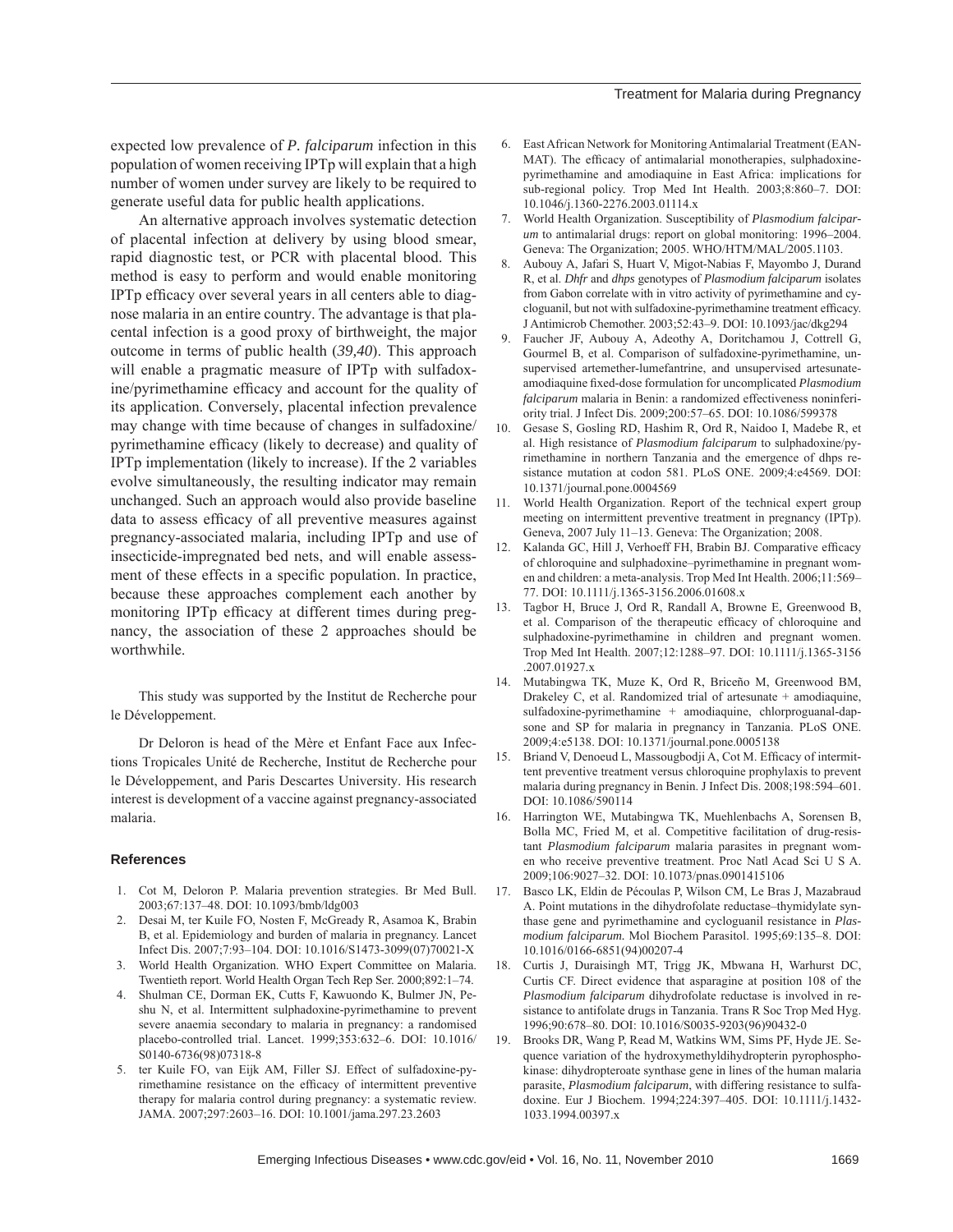expected low prevalence of *P. falciparum* infection in this population of women receiving IPTp will explain that a high number of women under survey are likely to be required to generate useful data for public health applications.

An alternative approach involves systematic detection of placental infection at delivery by using blood smear, rapid diagnostic test, or PCR with placental blood. This method is easy to perform and would enable monitoring IPTp efficacy over several years in all centers able to diagnose malaria in an entire country. The advantage is that placental infection is a good proxy of birthweight, the major outcome in terms of public health (*39,40*). This approach will enable a pragmatic measure of IPTp with sulfadoxine/pyrimethamine efficacy and account for the quality of its application. Conversely, placental infection prevalence may change with time because of changes in sulfadoxine/pyrimethamine efficacy (likely to decrease) and quality of IPTp implementation (likely to increase). If the 2 variables evolve simultaneously, the resulting indicator may remain unchanged. Such an approach would also provide baseline data to assess efficacy of all preventive measures against pregnancy-associated malaria, including IPTp and use of insecticide-impregnated bed nets, and will enable assessment of these effects in a specific population. In practice, because these approaches complement each another by monitoring IPTp efficacy at different times during pregnancy, the association of these 2 approaches should be worthwhile.

This study was supported by the Institut de Recherche pour le Développement.

Dr Deloron is head of the Mère et Enfant Face aux Infections Tropicales Unité de Recherche, Institut de Recherche pour le Développement, and Paris Descartes University. His research interest is development of a vaccine against pregnancy-associated malaria.

## References

1. Cot M, Deloron P. Malaria prevention strategies. Br Med Bull. 2003;67:137–48. DOI: 10.1093/bmb/ldg003
2. Desai M, ter Kuile FO, Nosten F, McGready R, Asamoa K, Brabin B, et al. Epidemiology and burden of malaria in pregnancy. Lancet Infect Dis. 2007;7:93–104. DOI: 10.1016/S1473-3099(07)70021-X
3. World Health Organization. WHO Expert Committee on Malaria. Twentieth report. World Health Organ Tech Rep Ser. 2000;892:1–74.
4. Shulman CE, Dorman EK, Cutts F, Kawuondo K, Bulmer JN, Peshu N, et al. Intermittent sulphadoxine-pyrimethamine to prevent severe anaemia secondary to malaria in pregnancy: a randomised placebo-controlled trial. Lancet. 1999;353:632–6. DOI: 10.1016/S0140-6736(98)07318-8
5. ter Kuile FO, van Eijk AM, Filler SJ. Effect of sulfadoxine-pyrimethamine resistance on the efficacy of intermittent preventive therapy for malaria control during pregnancy: a systematic review. JAMA. 2007;297:2603–16. DOI: 10.1001/jama.297.23.2603
6. East African Network for Monitoring Antimalarial Treatment (EANMAT). The efficacy of antimalarial monotherapies, sulphadoxine-pyrimethamine and amodiaquine in East Africa: implications for sub-regional policy. Trop Med Int Health. 2003;8:860–7. DOI: 10.1046/j.1360-2276.2003.01114.x
7. World Health Organization. Susceptibility of *Plasmodium falciparum* to antimalarial drugs: report on global monitoring: 1996–2004. Geneva: The Organization; 2005. WHO/HTM/MAL/2005.1103.
8. Aubouy A, Jafari S, Huart V, Migot-Nabias F, Mayombo J, Durand R, et al. *Dhfr* and *dhps* genotypes of *Plasmodium falciparum* isolates from Gabon correlate with in vitro activity of pyrimethamine and cycloguanil, but not with sulfadoxine-pyrimethamine treatment efficacy. J Antimicrob Chemother. 2003;52:43–9. DOI: 10.1093/jac/dkg294
9. Faucher JF, Aubouy A, Adeothy A, Doritchamou J, Cottrell G, Gourmel B, et al. Comparison of sulfadoxine-pyrimethamine, unsupervised artemether-lumefantrine, and unsupervised artesunate-amodiaquine fixed-dose formulation for uncomplicated *Plasmodium falciparum* malaria in Benin: a randomized effectiveness noninferiority trial. J Infect Dis. 2009;200:57–65. DOI: 10.1086/599378
10. Gesase S, Gosling RD, Hashim R, Ord R, Naidoo I, Madebe R, et al. High resistance of *Plasmodium falciparum* to sulphadoxine/pyrimethamine in northern Tanzania and the emergence of dhps resistance mutation at codon 581. PLoS ONE. 2009;4:e4569. DOI: 10.1371/journal.pone.0004569
11. World Health Organization. Report of the technical expert group meeting on intermittent preventive treatment in pregnancy (IPTp). Geneva, 2007 July 11–13. Geneva: The Organization; 2008.
12. Kalanda GC, Hill J, Verhoeff FH, Brabin BJ. Comparative efficacy of chloroquine and sulphadoxine–pyrimethamine in pregnant women and children: a meta-analysis. Trop Med Int Health. 2006;11:569–77. DOI: 10.1111/j.1365-3156.2006.01608.x
13. Tagbor H, Bruce J, Ord R, Randall A, Browne E, Greenwood B, et al. Comparison of the therapeutic efficacy of chloroquine and sulphadoxine-pyrimethamine in children and pregnant women. Trop Med Int Health. 2007;12:1288–97. DOI: 10.1111/j.1365-3156.2007.01927.x
14. Mutabingwa TK, Muze K, Ord R, Briceño M, Greenwood BM, Drakeley C, et al. Randomized trial of artesunate + amodiaquine, sulfadoxine-pyrimethamine + amodiaquine, chlorproguanal-dapsone and SP for malaria in pregnancy in Tanzania. PLoS ONE. 2009;4:e5138. DOI: 10.1371/journal.pone.0005138
15. Briand V, Denoeud L, Massougbodji A, Cot M. Efficacy of intermittent preventive treatment versus chloroquine prophylaxis to prevent malaria during pregnancy in Benin. J Infect Dis. 2008;198:594–601. DOI: 10.1086/590114
16. Harrington WE, Mutabingwa TK, Muehlenbachs A, Sorensen B, Bolla MC, Fried M, et al. Competitive facilitation of drug-resistant *Plasmodium falciparum* malaria parasites in pregnant women who receive preventive treatment. Proc Natl Acad Sci U S A. 2009;106:9027–32. DOI: 10.1073/pnas.0901415106
17. Basco LK, Eldin de Pécoulas P, Wilson CM, Le Bras J, Mazabraud A. Point mutations in the dihydrofolate reductase–thymidylate synthase gene and pyrimethamine and cycloguanil resistance in *Plasmodium falciparum.* Mol Biochem Parasitol. 1995;69:135–8. DOI: 10.1016/0166-6851(94)00207-4
18. Curtis J, Duraisingh MT, Trigg JK, Mbwana H, Warhurst DC, Curtis CF. Direct evidence that asparagine at position 108 of the *Plasmodium falciparum* dihydrofolate reductase is involved in resistance to antifolate drugs in Tanzania. Trans R Soc Trop Med Hyg. 1996;90:678–80. DOI: 10.1016/S0035-9203(96)90432-0
19. Brooks DR, Wang P, Read M, Watkins WM, Sims PF, Hyde JE. Sequence variation of the hydroxymethyldihydropterin pyrophosphokinase: dihydropteroate synthase gene in lines of the human malaria parasite, *Plasmodium falciparum*, with differing resistance to sulfadoxine. Eur J Biochem. 1994;224:397–405. DOI: 10.1111/j.1432-1033.1994.00397.x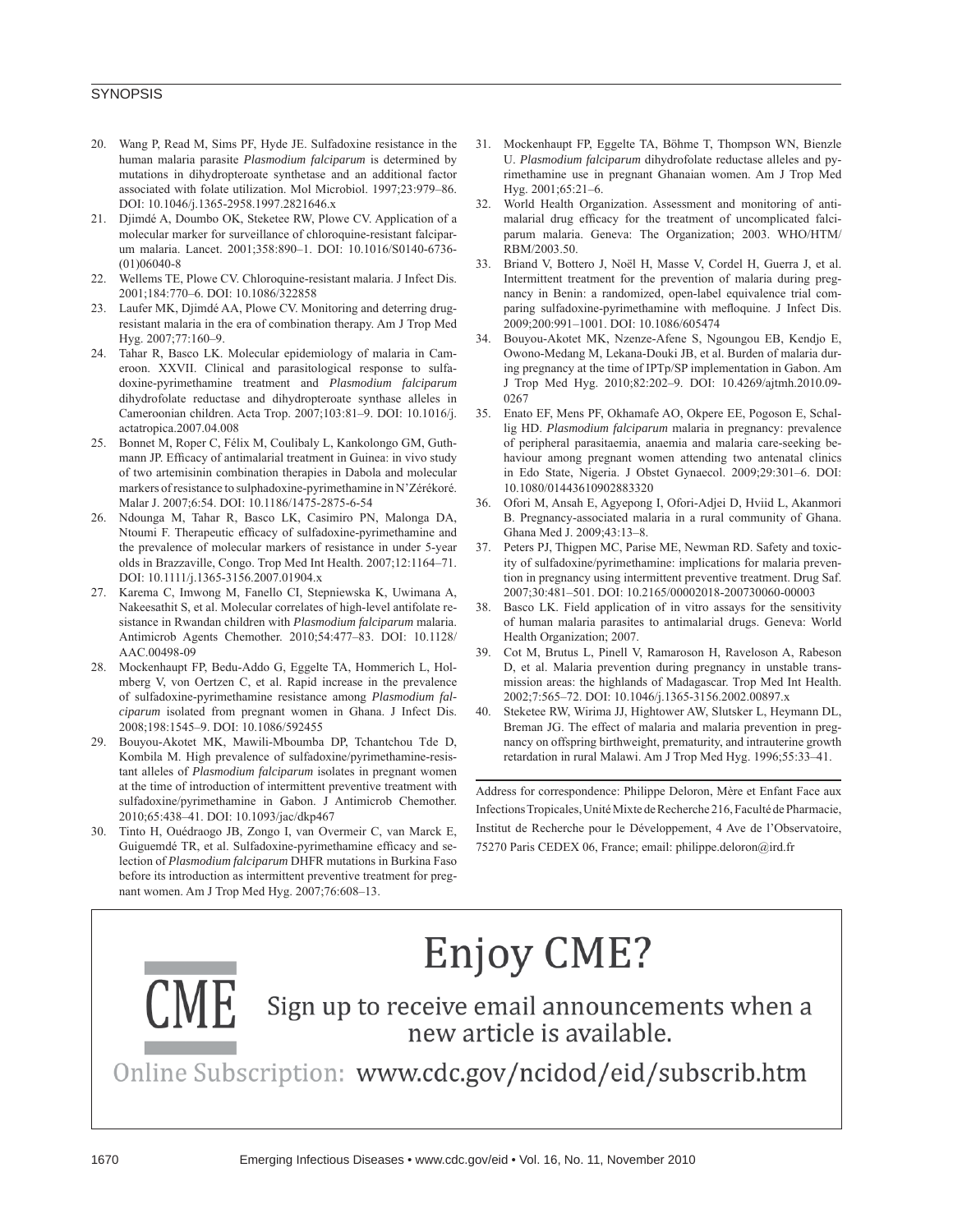20. Wang P, Read M, Sims PF, Hyde JE. Sulfadoxine resistance in the human malaria parasite *Plasmodium falciparum* is determined by mutations in dihydropteroate synthetase and an additional factor associated with folate utilization. Mol Microbiol. 1997;23:979–86. DOI: 10.1046/j.1365-2958.1997.2821646.x
21. Djimdé A, Doumbo OK, Steketee RW, Plowe CV. Application of a molecular marker for surveillance of chloroquine-resistant falciparum malaria. Lancet. 2001;358:890–1. DOI: 10.1016/S0140-6736-(01)06040-8
22. Wellems TE, Plowe CV. Chloroquine-resistant malaria. J Infect Dis. 2001;184:770–6. DOI: 10.1086/322858
23. Laufer MK, Djimdé AA, Plowe CV. Monitoring and deterring drug-resistant malaria in the era of combination therapy. Am J Trop Med Hyg. 2007;77:160–9.
24. Tahar R, Basco LK. Molecular epidemiology of malaria in Cameroon. XXVII. Clinical and parasitological response to sulfadoxine-pyrimethamine treatment and *Plasmodium falciparum* dihydrofolate reductase and dihydropteroate synthase alleles in Cameroonian children. Acta Trop. 2007;103:81–9. DOI: 10.1016/j.actatropica.2007.04.008
25. Bonnet M, Roper C, Félix M, Coulibaly L, Kankolongo GM, Guthmann JP. Efficacy of antimalarial treatment in Guinea: in vivo study of two artemisinin combination therapies in Dabola and molecular markers of resistance to sulphadoxine-pyrimethamine in N'Zérékoré. Malar J. 2007;6:54. DOI: 10.1186/1475-2875-6-54
26. Ndounga M, Tahar R, Basco LK, Casimiro PN, Malonga DA, Ntoumi F. Therapeutic efficacy of sulfadoxine-pyrimethamine and the prevalence of molecular markers of resistance in under 5-year olds in Brazzaville, Congo. Trop Med Int Health. 2007;12:1164–71. DOI: 10.1111/j.1365-3156.2007.01904.x
27. Karema C, Imwong M, Fanello CI, Stepniewska K, Uwimana A, Nakeesathit S, et al. Molecular correlates of high-level antifolate resistance in Rwandan children with *Plasmodium falciparum* malaria. Antimicrob Agents Chemother. 2010;54:477–83. DOI: 10.1128/AAC.00498-09
28. Mockenhaupt FP, Bedu-Addo G, Eggelte TA, Hommerich L, Holmberg V, von Oertzen C, et al. Rapid increase in the prevalence of sulfadoxine-pyrimethamine resistance among *Plasmodium falciparum* isolated from pregnant women in Ghana. J Infect Dis. 2008;198:1545–9. DOI: 10.1086/592455
29. Bouyou-Akotet MK, Mawili-Mboumba DP, Tchantchou Tde D, Kombila M. High prevalence of sulfadoxine/pyrimethamine-resistant alleles of *Plasmodium falciparum* isolates in pregnant women at the time of introduction of intermittent preventive treatment with sulfadoxine/pyrimethamine in Gabon. J Antimicrob Chemother. 2010;65:438–41. DOI: 10.1093/jac/dkp467
30. Tinto H, Ouédraogo JB, Zongo I, van Overmeir C, van Marck E, Guiguemdé TR, et al. Sulfadoxine-pyrimethamine efficacy and selection of *Plasmodium falciparum* DHFR mutations in Burkina Faso before its introduction as intermittent preventive treatment for pregnant women. Am J Trop Med Hyg. 2007;76:608–13.
31. Mockenhaupt FP, Eggelte TA, Böhme T, Thompson WN, Bienzle U. *Plasmodium falciparum* dihydrofolate reductase alleles and pyrimethamine use in pregnant Ghanaian women. Am J Trop Med Hyg. 2001;65:21–6.
32. World Health Organization. Assessment and monitoring of antimalarial drug efficacy for the treatment of uncomplicated falciparum malaria. Geneva: The Organization; 2003. WHO/HTM/RBM/2003.50.
33. Briand V, Bottero J, Noël H, Masse V, Cordel H, Guerra J, et al. Intermittent treatment for the prevention of malaria during pregnancy in Benin: a randomized, open-label equivalence trial comparing sulfadoxine-pyrimethamine with mefloquine. J Infect Dis. 2009;200:991–1001. DOI: 10.1086/605474
34. Bouyou-Akotet MK, Nzenze-Afene S, Ngoungou EB, Kendjo E, Owono-Medang M, Lekana-Douki JB, et al. Burden of malaria during pregnancy at the time of IPTp/SP implementation in Gabon. Am J Trop Med Hyg. 2010;82:202–9. DOI: 10.4269/ajtmh.2010.09-0267
35. Enato EF, Mens PF, Okhamafe AO, Okpere EE, Pogoson E, Schallig HD. *Plasmodium falciparum* malaria in pregnancy: prevalence of peripheral parasitaemia, anaemia and malaria care-seeking behaviour among pregnant women attending two antenatal clinics in Edo State, Nigeria. J Obstet Gynaecol. 2009;29:301–6. DOI: 10.1080/01443610902883320
36. Ofori M, Ansah E, Agyepong I, Ofori-Adjei D, Hviid L, Akanmori B. Pregnancy-associated malaria in a rural community of Ghana. Ghana Med J. 2009;43:13–8.
37. Peters PJ, Thigpen MC, Parise ME, Newman RD. Safety and toxicity of sulfadoxine/pyrimethamine: implications for malaria prevention in pregnancy using intermittent preventive treatment. Drug Saf. 2007;30:481–501. DOI: 10.2165/00002018-200730060-00003
38. Basco LK. Field application of in vitro assays for the sensitivity of human malaria parasites to antimalarial drugs. Geneva: World Health Organization; 2007.
39. Cot M, Brutus L, Pinell V, Ramaroson H, Raveloson A, Rabeson D, et al. Malaria prevention during pregnancy in unstable transmission areas: the highlands of Madagascar. Trop Med Int Health. 2002;7:565–72. DOI: 10.1046/j.1365-3156.2002.00897.x
40. Steketee RW, Wirima JJ, Hightower AW, Slutsker L, Heymann DL, Breman JG. The effect of malaria and malaria prevention in pregnancy on offspring birthweight, prematurity, and intrauterine growth retardation in rural Malawi. Am J Trop Med Hyg. 1996;55:33–41.

Address for correspondence: Philippe Deloron, Mère et Enfant Face aux Infections Tropicales, Unité Mixte de Recherche 216, Faculté de Pharmacie, Institut de Recherche pour le Développement, 4 Ave de l'Observatoire, 75270 Paris CEDEX 06, France; email: philippe.deloron@ird.fr

# Enjoy CME?

CME

Sign up to receive email announcements when a new article is available.

Online Subscription: www.cdc.gov/ncidod/eid/subscrib.htm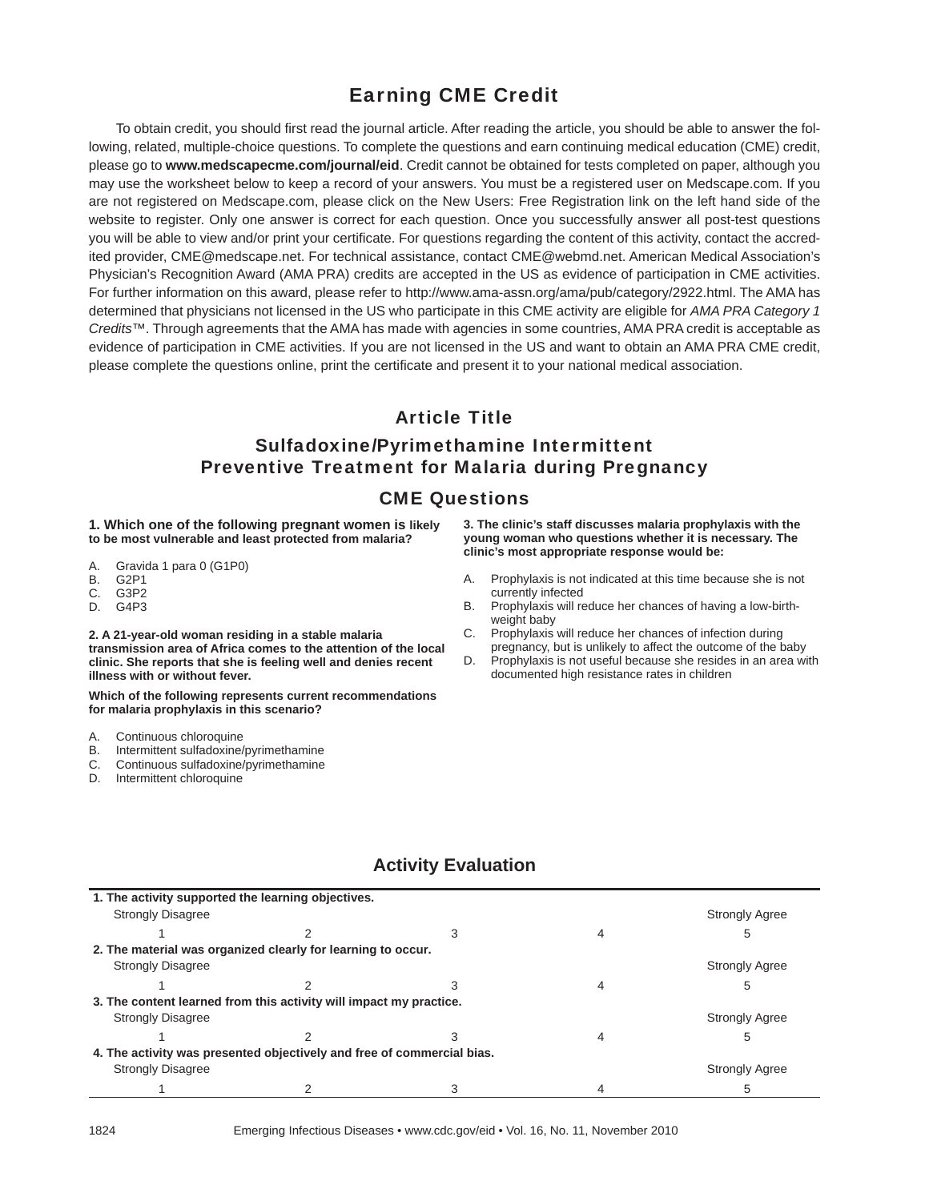# Earning CME Credit

To obtain credit, you should first read the journal article. After reading the article, you should be able to answer the following, related, multiple-choice questions. To complete the questions and earn continuing medical education (CME) credit, please go to **www.medscapecme.com/journal/eid**. Credit cannot be obtained for tests completed on paper, although you may use the worksheet below to keep a record of your answers. You must be a registered user on Medscape.com. If you are not registered on Medscape.com, please click on the New Users: Free Registration link on the left hand side of the website to register. Only one answer is correct for each question. Once you successfully answer all post-test questions you will be able to view and/or print your certificate. For questions regarding the content of this activity, contact the accredited provider, CME@medscape.net. For technical assistance, contact CME@webmd.net. American Medical Association's Physician's Recognition Award (AMA PRA) credits are accepted in the US as evidence of participation in CME activities. For further information on this award, please refer to http://www.ama-assn.org/ama/pub/category/2922.html. The AMA has determined that physicians not licensed in the US who participate in this CME activity are eligible for *AMA PRA Category 1 Credits*™. Through agreements that the AMA has made with agencies in some countries, AMA PRA credit is acceptable as evidence of participation in CME activities. If you are not licensed in the US and want to obtain an AMA PRA CME credit, please complete the questions online, print the certificate and present it to your national medical association.

## Article Title

## Sulfadoxine/Pyrimethamine Intermittent Preventive Treatment for Malaria during Pregnancy

## CME Questions

**1. Which one of the following pregnant women is likely to be most vulnerable and least protected from malaria?**

A. Gravida 1 para 0 (G1P0)
B. G2P1
C. G3P2
D. G4P3

**2. A 21-year-old woman residing in a stable malaria transmission area of Africa comes to the attention of the local clinic. She reports that she is feeling well and denies recent illness with or without fever.**

**Which of the following represents current recommendations for malaria prophylaxis in this scenario?**

A. Continuous chloroquine
B. Intermittent sulfadoxine/pyrimethamine
C. Continuous sulfadoxine/pyrimethamine
D. Intermittent chloroquine

**3. The clinic's staff discusses malaria prophylaxis with the young woman who questions whether it is necessary. The clinic's most appropriate response would be:**

A. Prophylaxis is not indicated at this time because she is not currently infected
B. Prophylaxis will reduce her chances of having a low-birth-weight baby
C. Prophylaxis will reduce her chances of infection during pregnancy, but is unlikely to affect the outcome of the baby
D. Prophylaxis is not useful because she resides in an area with documented high resistance rates in children

## Activity Evaluation

| | | | | |
|---|---|---|---|---|
| **1. The activity supported the learning objectives.** | | | | |
| Strongly Disagree | | | | Strongly Agree |
| 1 | 2 | 3 | 4 | 5 |
| **2. The material was organized clearly for learning to occur.** | | | | |
| Strongly Disagree | | | | Strongly Agree |
| 1 | 2 | 3 | 4 | 5 |
| **3. The content learned from this activity will impact my practice.** | | | | |
| Strongly Disagree | | | | Strongly Agree |
| 1 | 2 | 3 | 4 | 5 |
| **4. The activity was presented objectively and free of commercial bias.** | | | | |
| Strongly Disagree | | | | Strongly Agree |
| 1 | 2 | 3 | 4 | 5 |